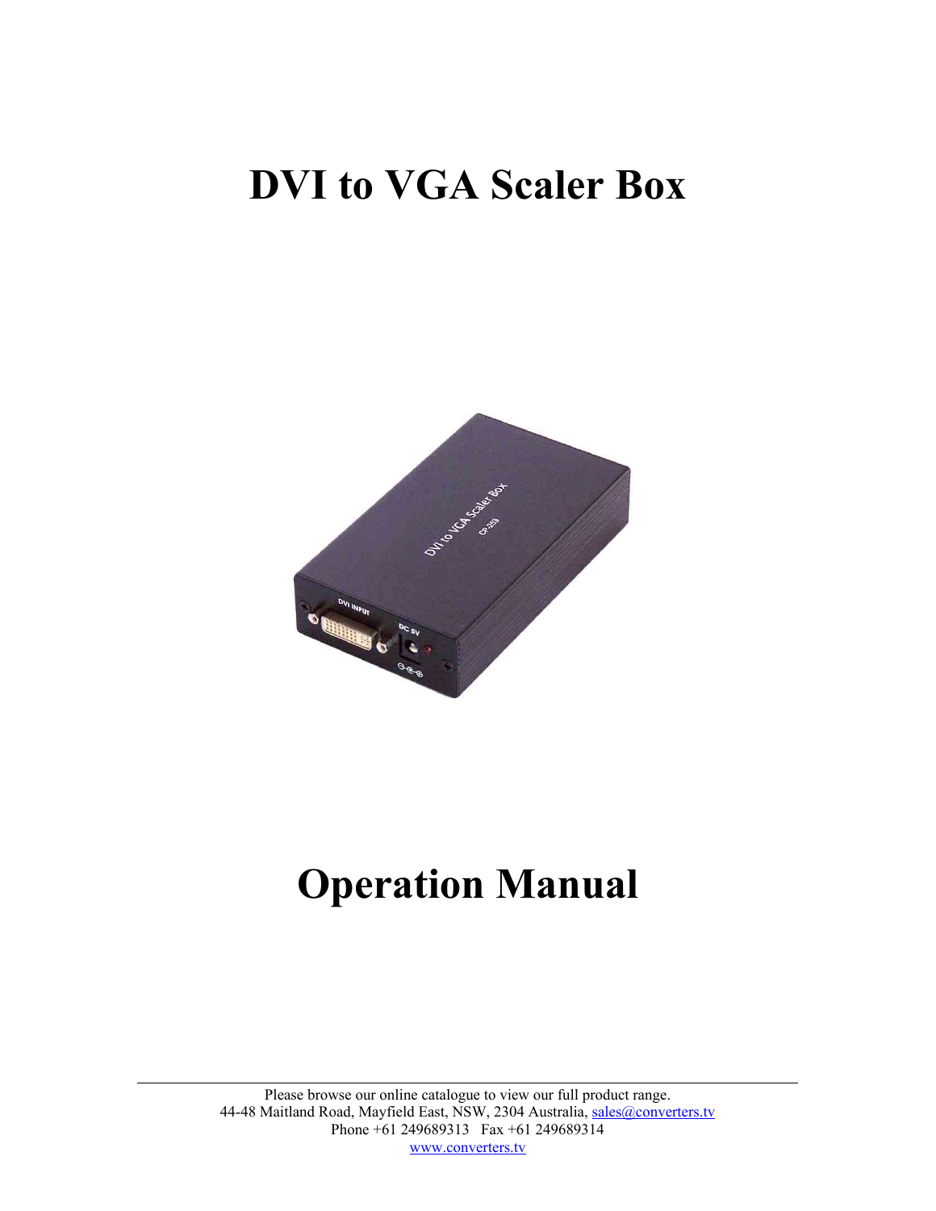# DVI to VGA Scaler Box

# Operation Manual

Please browse our online catalogue to view our full product range.
44-48 Maitland Road, Mayfield East, NSW, 2304 Australia, sales@converters.tv
Phone +61 249689313 Fax +61 249689314
www.converters.tv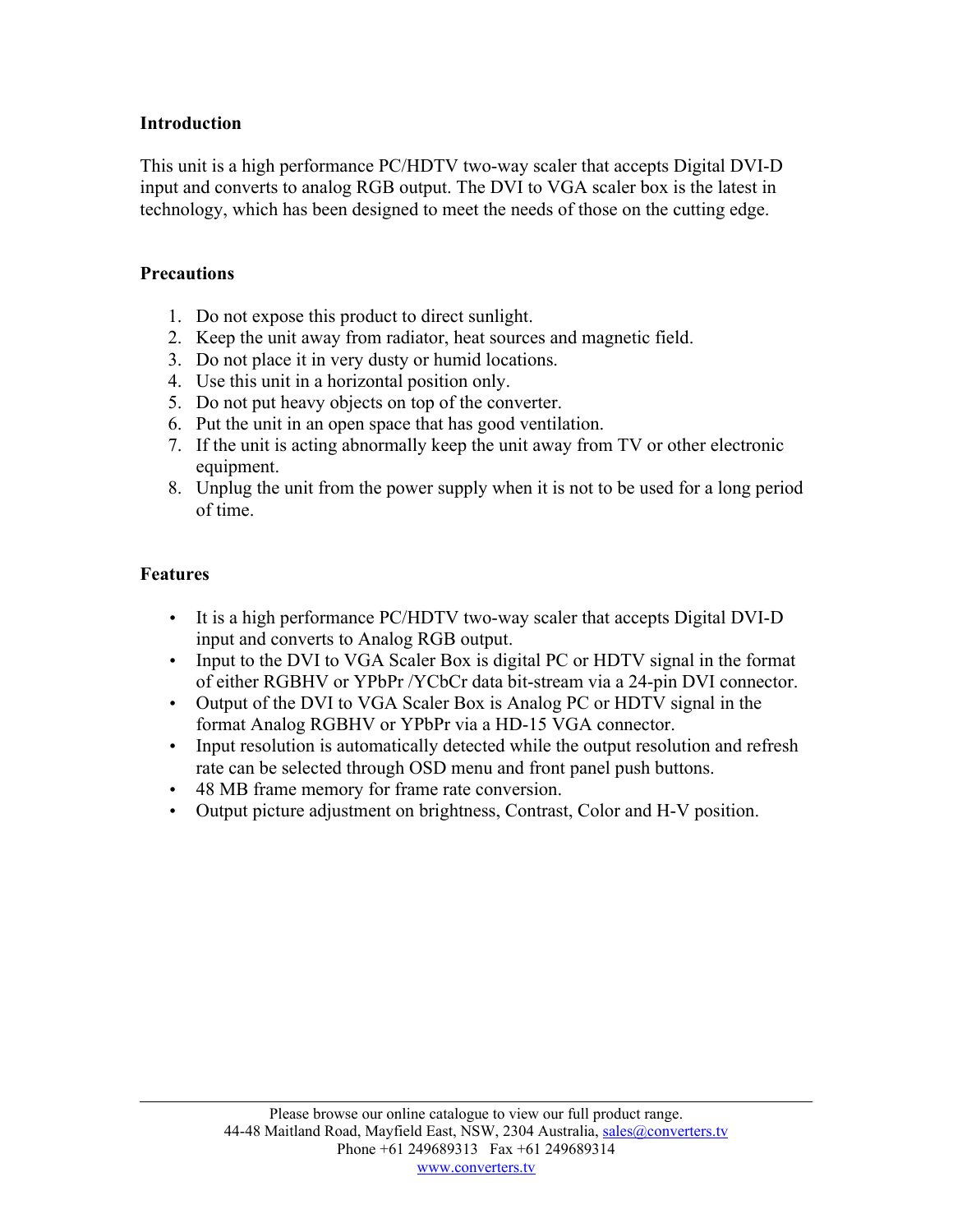## Introduction

This unit is a high performance PC/HDTV two-way scaler that accepts Digital DVI-D input and converts to analog RGB output. The DVI to VGA scaler box is the latest in technology, which has been designed to meet the needs of those on the cutting edge.

## Precautions

1. Do not expose this product to direct sunlight.
2. Keep the unit away from radiator, heat sources and magnetic field.
3. Do not place it in very dusty or humid locations.
4. Use this unit in a horizontal position only.
5. Do not put heavy objects on top of the converter.
6. Put the unit in an open space that has good ventilation.
7. If the unit is acting abnormally keep the unit away from TV or other electronic equipment.
8. Unplug the unit from the power supply when it is not to be used for a long period of time.

## Features

- It is a high performance PC/HDTV two-way scaler that accepts Digital DVI-D input and converts to Analog RGB output.
- Input to the DVI to VGA Scaler Box is digital PC or HDTV signal in the format of either RGBHV or YPbPr /YCbCr data bit-stream via a 24-pin DVI connector.
- Output of the DVI to VGA Scaler Box is Analog PC or HDTV signal in the format Analog RGBHV or YPbPr via a HD-15 VGA connector.
- Input resolution is automatically detected while the output resolution and refresh rate can be selected through OSD menu and front panel push buttons.
- 48 MB frame memory for frame rate conversion.
- Output picture adjustment on brightness, Contrast, Color and H-V position.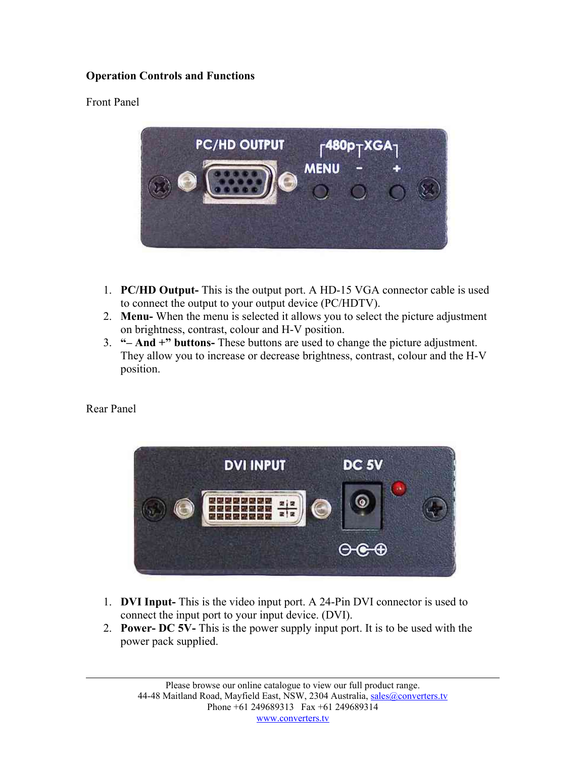**Operation Controls and Functions**

Front Panel

1. **PC/HD Output-** This is the output port. A HD-15 VGA connector cable is used to connect the output to your output device (PC/HDTV).
2. **Menu-** When the menu is selected it allows you to select the picture adjustment on brightness, contrast, colour and H-V position.
3. **"– And +" buttons-** These buttons are used to change the picture adjustment. They allow you to increase or decrease brightness, contrast, colour and the H-V position.

Rear Panel

1. **DVI Input-** This is the video input port. A 24-Pin DVI connector is used to connect the input port to your input device. (DVI).
2. **Power- DC 5V-** This is the power supply input port. It is to be used with the power pack supplied.

Please browse our online catalogue to view our full product range.
44-48 Maitland Road, Mayfield East, NSW, 2304 Australia, sales@converters.tv
Phone +61 249689313 Fax +61 249689314
www.converters.tv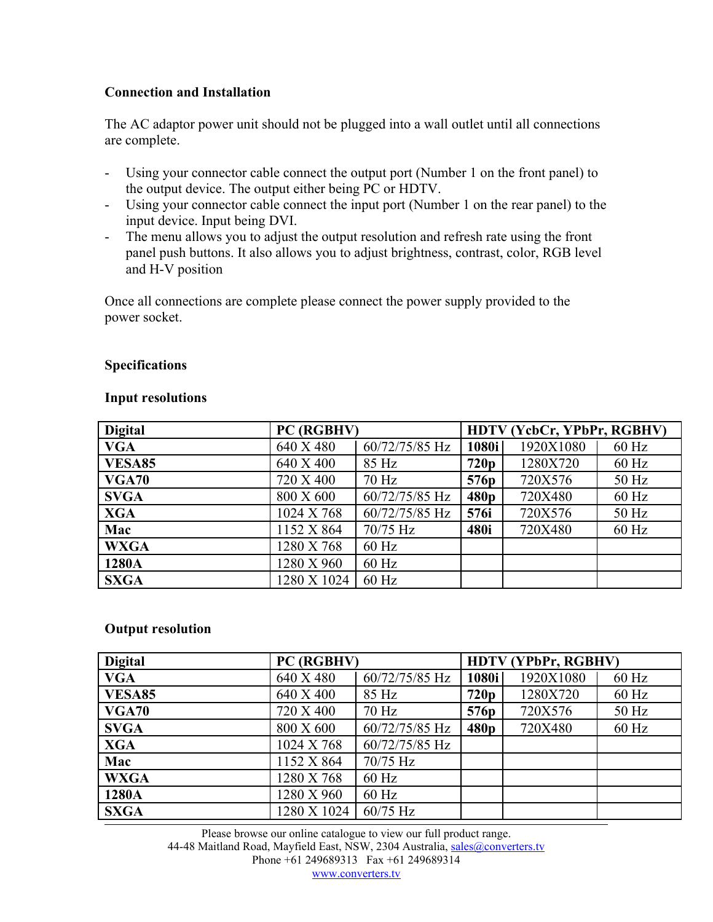**Connection and Installation**

The AC adaptor power unit should not be plugged into a wall outlet until all connections are complete.

- Using your connector cable connect the output port (Number 1 on the front panel) to the output device. The output either being PC or HDTV.
- Using your connector cable connect the input port (Number 1 on the rear panel) to the input device. Input being DVI.
- The menu allows you to adjust the output resolution and refresh rate using the front panel push buttons. It also allows you to adjust brightness, contrast, color, RGB level and H-V position

Once all connections are complete please connect the power supply provided to the power socket.

**Specifications**

**Input resolutions**

| **Digital** | **PC (RGBHV)** | | **HDTV (YcbCr, YPbPr, RGBHV)** | | |
|---|---|---|---|---|---|
| **VGA** | 640 X 480 | 60/72/75/85 Hz | **1080i** | 1920X1080 | 60 Hz |
| **VESA85** | 640 X 400 | 85 Hz | **720p** | 1280X720 | 60 Hz |
| **VGA70** | 720 X 400 | 70 Hz | **576p** | 720X576 | 50 Hz |
| **SVGA** | 800 X 600 | 60/72/75/85 Hz | **480p** | 720X480 | 60 Hz |
| **XGA** | 1024 X 768 | 60/72/75/85 Hz | **576i** | 720X576 | 50 Hz |
| **Mac** | 1152 X 864 | 70/75 Hz | **480i** | 720X480 | 60 Hz |
| **WXGA** | 1280 X 768 | 60 Hz | | | |
| **1280A** | 1280 X 960 | 60 Hz | | | |
| **SXGA** | 1280 X 1024 | 60 Hz | | | |

**Output resolution**

| **Digital** | **PC (RGBHV)** | | **HDTV (YPbPr, RGBHV)** | | |
|---|---|---|---|---|---|
| **VGA** | 640 X 480 | 60/72/75/85 Hz | **1080i** | 1920X1080 | 60 Hz |
| **VESA85** | 640 X 400 | 85 Hz | **720p** | 1280X720 | 60 Hz |
| **VGA70** | 720 X 400 | 70 Hz | **576p** | 720X576 | 50 Hz |
| **SVGA** | 800 X 600 | 60/72/75/85 Hz | **480p** | 720X480 | 60 Hz |
| **XGA** | 1024 X 768 | 60/72/75/85 Hz | | | |
| **Mac** | 1152 X 864 | 70/75 Hz | | | |
| **WXGA** | 1280 X 768 | 60 Hz | | | |
| **1280A** | 1280 X 960 | 60 Hz | | | |
| **SXGA** | 1280 X 1024 | 60/75 Hz | | | |

Please browse our online catalogue to view our full product range.
44-48 Maitland Road, Mayfield East, NSW, 2304 Australia, sales@converters.tv
Phone +61 249689313 Fax +61 249689314
www.converters.tv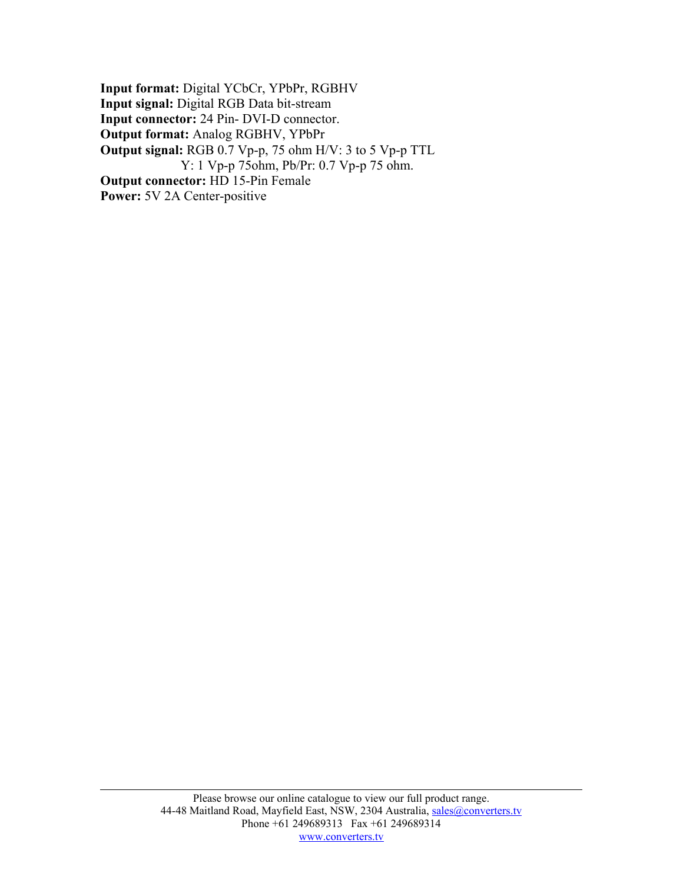**Input format:** Digital YCbCr, YPbPr, RGBHV
**Input signal:** Digital RGB Data bit-stream
**Input connector:** 24 Pin- DVI-D connector.
**Output format:** Analog RGBHV, YPbPr
**Output signal:** RGB 0.7 Vp-p, 75 ohm H/V: 3 to 5 Vp-p TTL
Y: 1 Vp-p 75ohm, Pb/Pr: 0.7 Vp-p 75 ohm.
**Output connector:** HD 15-Pin Female
**Power:** 5V 2A Center-positive

Please browse our online catalogue to view our full product range.
44-48 Maitland Road, Mayfield East, NSW, 2304 Australia, sales@converters.tv
Phone +61 249689313 Fax +61 249689314
www.converters.tv